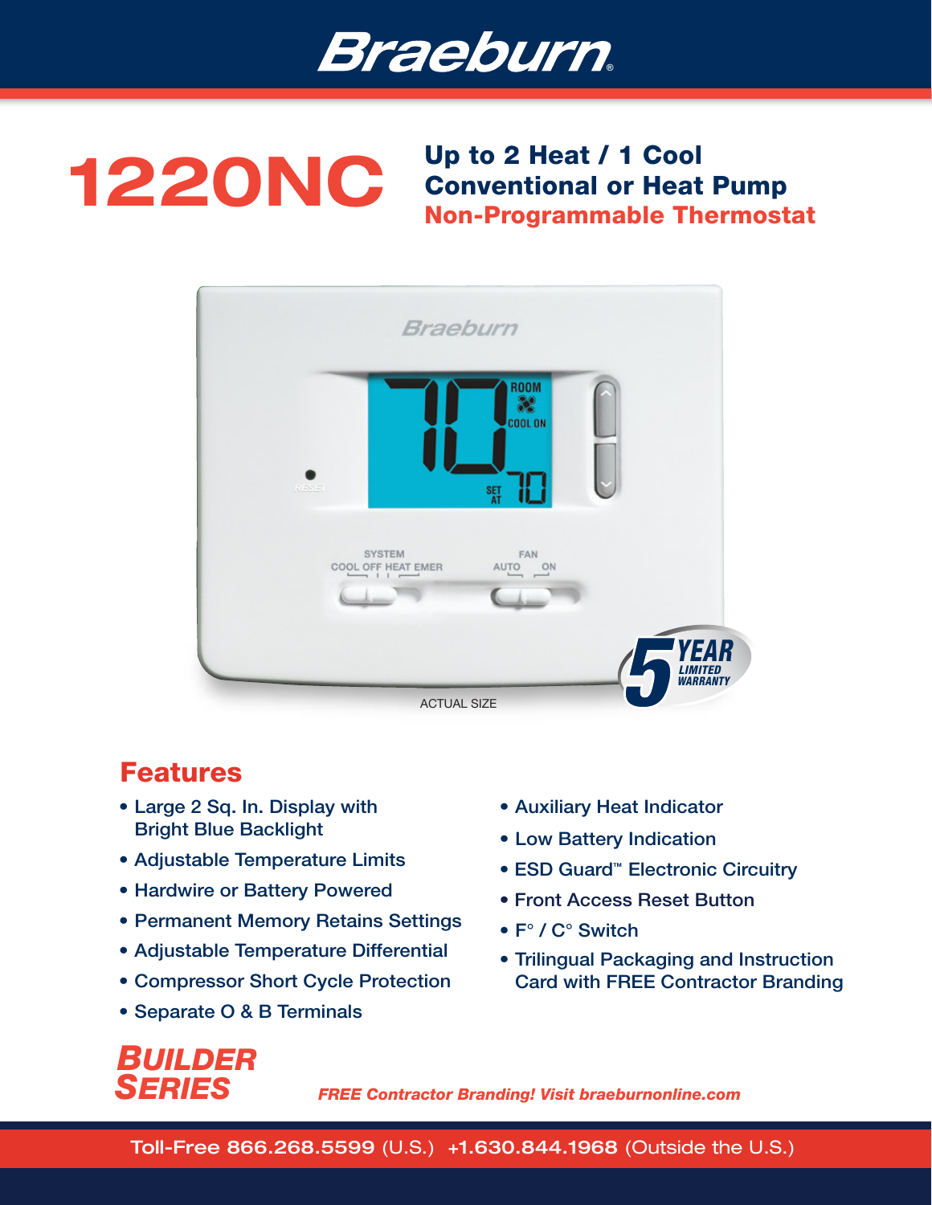# Braeburn

# 1220NC

**Up to 2 Heat / 1 Cool**
**Conventional or Heat Pump**
**Non-Programmable Thermostat**

ACTUAL SIZE

5 YEAR LIMITED WARRANTY

## Features

- Large 2 Sq. In. Display with Bright Blue Backlight
- Adjustable Temperature Limits
- Hardwire or Battery Powered
- Permanent Memory Retains Settings
- Adjustable Temperature Differential
- Compressor Short Cycle Protection
- Separate O & B Terminals
- Auxiliary Heat Indicator
- Low Battery Indication
- ESD Guard™ Electronic Circuitry
- Front Access Reset Button
- F° / C° Switch
- Trilingual Packaging and Instruction Card with FREE Contractor Branding

***BUILDER SERIES***

*FREE Contractor Branding! Visit braeburnonline.com*

Toll-Free 866.268.5599 (U.S.) +1.630.844.1968 (Outside the U.S.)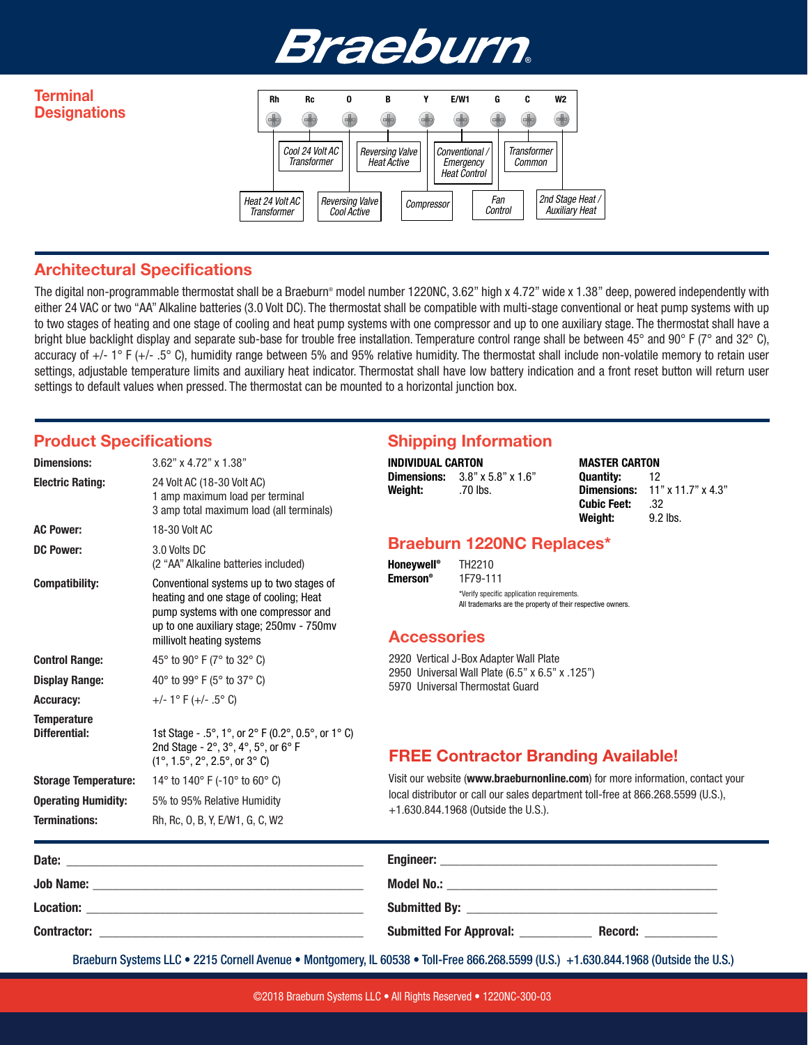# Braeburn

## Terminal Designations

| Rh | Rc | O | B | Y | E/W1 | G | C | W2 |
|---|---|---|---|---|---|---|---|---|
| Heat 24 Volt AC Transformer | Cool 24 Volt AC Transformer | Reversing Valve Cool Active | Reversing Valve Heat Active | Compressor | Conventional / Emergency Heat Control | Fan Control | Transformer Common | 2nd Stage Heat / Auxiliary Heat |

## Architectural Specifications

The digital non-programmable thermostat shall be a Braeburn® model number 1220NC, 3.62" high x 4.72" wide x 1.38" deep, powered independently with either 24 VAC or two "AA" Alkaline batteries (3.0 Volt DC). The thermostat shall be compatible with multi-stage conventional or heat pump systems with up to two stages of heating and one stage of cooling and heat pump systems with one compressor and up to one auxiliary stage. The thermostat shall have a bright blue backlight display and separate sub-base for trouble free installation. Temperature control range shall be between 45° and 90° F (7° and 32° C), accuracy of +/- 1° F (+/- .5° C), humidity range between 5% and 95% relative humidity. The thermostat shall include non-volatile memory to retain user settings, adjustable temperature limits and auxiliary heat indicator. Thermostat shall have low battery indication and a front reset button will return user settings to default values when pressed. The thermostat can be mounted to a horizontal junction box.

## Product Specifications

| | |
|---|---|
| **Dimensions:** | 3.62" x 4.72" x 1.38" |
| **Electric Rating:** | 24 Volt AC (18-30 Volt AC)<br>1 amp maximum load per terminal<br>3 amp total maximum load (all terminals) |
| **AC Power:** | 18-30 Volt AC |
| **DC Power:** | 3.0 Volts DC<br>(2 "AA" Alkaline batteries included) |
| **Compatibility:** | Conventional systems up to two stages of heating and one stage of cooling; Heat pump systems with one compressor and up to one auxiliary stage; 250mv - 750mv millivolt heating systems |
| **Control Range:** | 45° to 90° F (7° to 32° C) |
| **Display Range:** | 40° to 99° F (5° to 37° C) |
| **Accuracy:** | +/- 1° F (+/- .5° C) |
| **Temperature Differential:** | 1st Stage - .5°, 1°, or 2° F (0.2°, 0.5°, or 1° C)<br>2nd Stage - 2°, 3°, 4°, 5°, or 6° F<br>(1°, 1.5°, 2°, 2.5°, or 3° C) |
| **Storage Temperature:** | 14° to 140° F (-10° to 60° C) |
| **Operating Humidity:** | 5% to 95% Relative Humidity |
| **Terminations:** | Rh, Rc, O, B, Y, E/W1, G, C, W2 |

## Shipping Information

**INDIVIDUAL CARTON**

**Dimensions:** 3.8" x 5.8" x 1.6"
**Weight:** .70 lbs.

**MASTER CARTON**

**Quantity:** 12
**Dimensions:** 11" x 11.7" x 4.3"
**Cubic Feet:** .32
**Weight:** 9.2 lbs.

## Braeburn 1220NC Replaces*

**Honeywell®** TH2210
**Emerson®** 1F79-111

*Verify specific application requirements.
All trademarks are the property of their respective owners.

## Accessories

2920 Vertical J-Box Adapter Wall Plate
2950 Universal Wall Plate (6.5" x 6.5" x .125")
5970 Universal Thermostat Guard

## FREE Contractor Branding Available!

Visit our website (**www.braeburnonline.com**) for more information, contact your local distributor or call our sales department toll-free at 866.268.5599 (U.S.), +1.630.844.1968 (Outside the U.S.).

**Date:** ______________________
**Job Name:** ______________________
**Location:** ______________________
**Contractor:** ______________________
**Engineer:** ______________________
**Model No.:** ______________________
**Submitted By:** ______________________
**Submitted For Approval:** ___________ **Record:** ___________

Braeburn Systems LLC • 2215 Cornell Avenue • Montgomery, IL 60538 • Toll-Free 866.268.5599 (U.S.) +1.630.844.1968 (Outside the U.S.)

©2018 Braeburn Systems LLC • All Rights Reserved • 1220NC-300-03